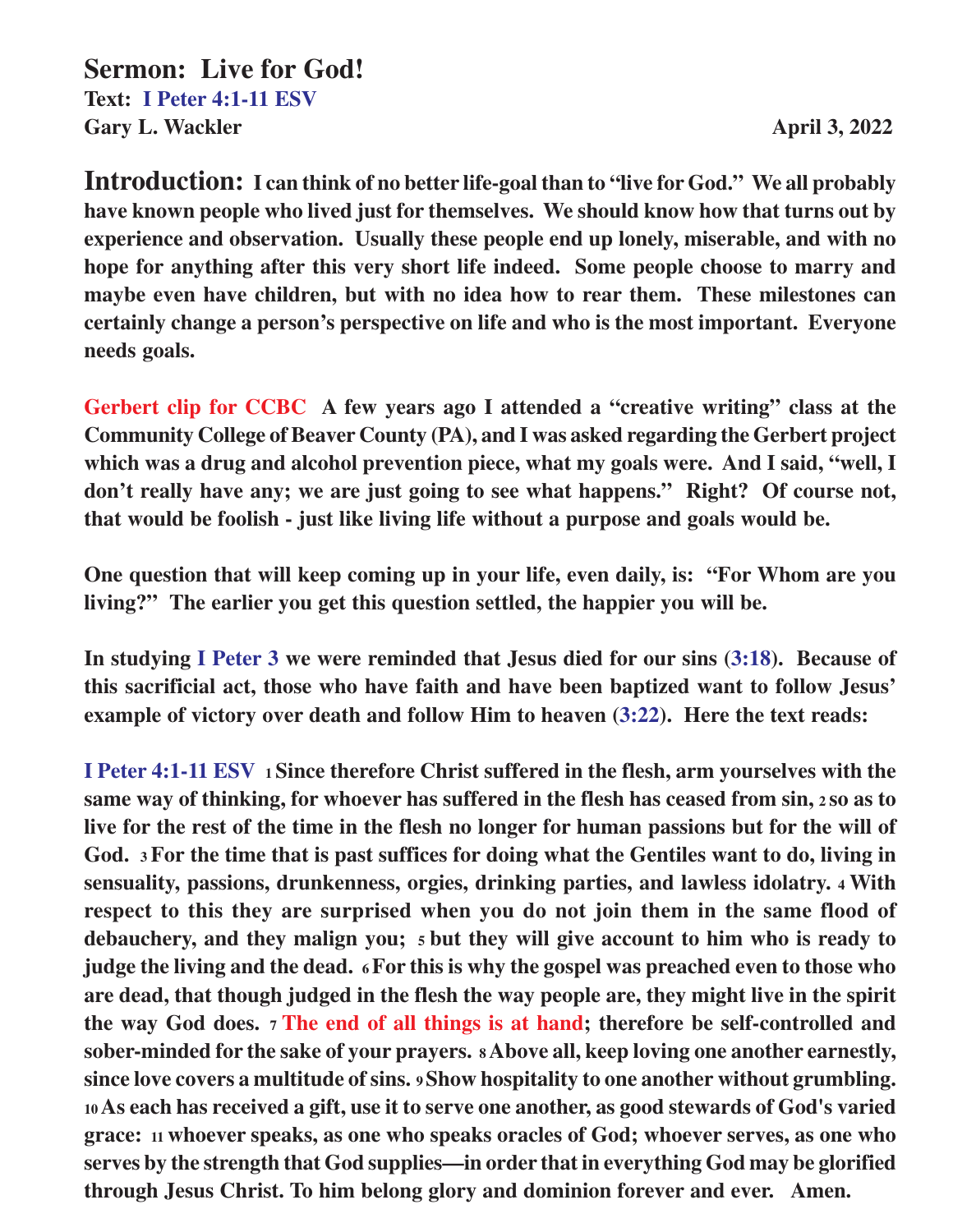# Sermon: Live for God!

**Text: I Peter 4:1-11 ESV**

**Gary L. Wackler** **April 3, 2022**

**Introduction: I can think of no better life-goal than to "live for God." We all probably have known people who lived just for themselves. We should know how that turns out by experience and observation. Usually these people end up lonely, miserable, and with no hope for anything after this very short life indeed. Some people choose to marry and maybe even have children, but with no idea how to rear them. These milestones can certainly change a person's perspective on life and who is the most important. Everyone needs goals.**

**Gerbert clip for CCBC A few years ago I attended a "creative writing" class at the Community College of Beaver County (PA), and I was asked regarding the Gerbert project which was a drug and alcohol prevention piece, what my goals were. And I said, "well, I don't really have any; we are just going to see what happens." Right? Of course not, that would be foolish - just like living life without a purpose and goals would be.**

**One question that will keep coming up in your life, even daily, is: "For Whom are you living?" The earlier you get this question settled, the happier you will be.**

**In studying I Peter 3 we were reminded that Jesus died for our sins (3:18). Because of this sacrificial act, those who have faith and have been baptized want to follow Jesus' example of victory over death and follow Him to heaven (3:22). Here the text reads:**

**I Peter 4:1-11 ESV 1 Since therefore Christ suffered in the flesh, arm yourselves with the same way of thinking, for whoever has suffered in the flesh has ceased from sin, 2 so as to live for the rest of the time in the flesh no longer for human passions but for the will of God. 3 For the time that is past suffices for doing what the Gentiles want to do, living in sensuality, passions, drunkenness, orgies, drinking parties, and lawless idolatry. 4 With respect to this they are surprised when you do not join them in the same flood of debauchery, and they malign you; 5 but they will give account to him who is ready to judge the living and the dead. 6 For this is why the gospel was preached even to those who are dead, that though judged in the flesh the way people are, they might live in the spirit the way God does. 7 The end of all things is at hand; therefore be self-controlled and sober-minded for the sake of your prayers. 8 Above all, keep loving one another earnestly, since love covers a multitude of sins. 9 Show hospitality to one another without grumbling. 10 As each has received a gift, use it to serve one another, as good stewards of God's varied grace: 11 whoever speaks, as one who speaks oracles of God; whoever serves, as one who serves by the strength that God supplies—in order that in everything God may be glorified through Jesus Christ. To him belong glory and dominion forever and ever. Amen.**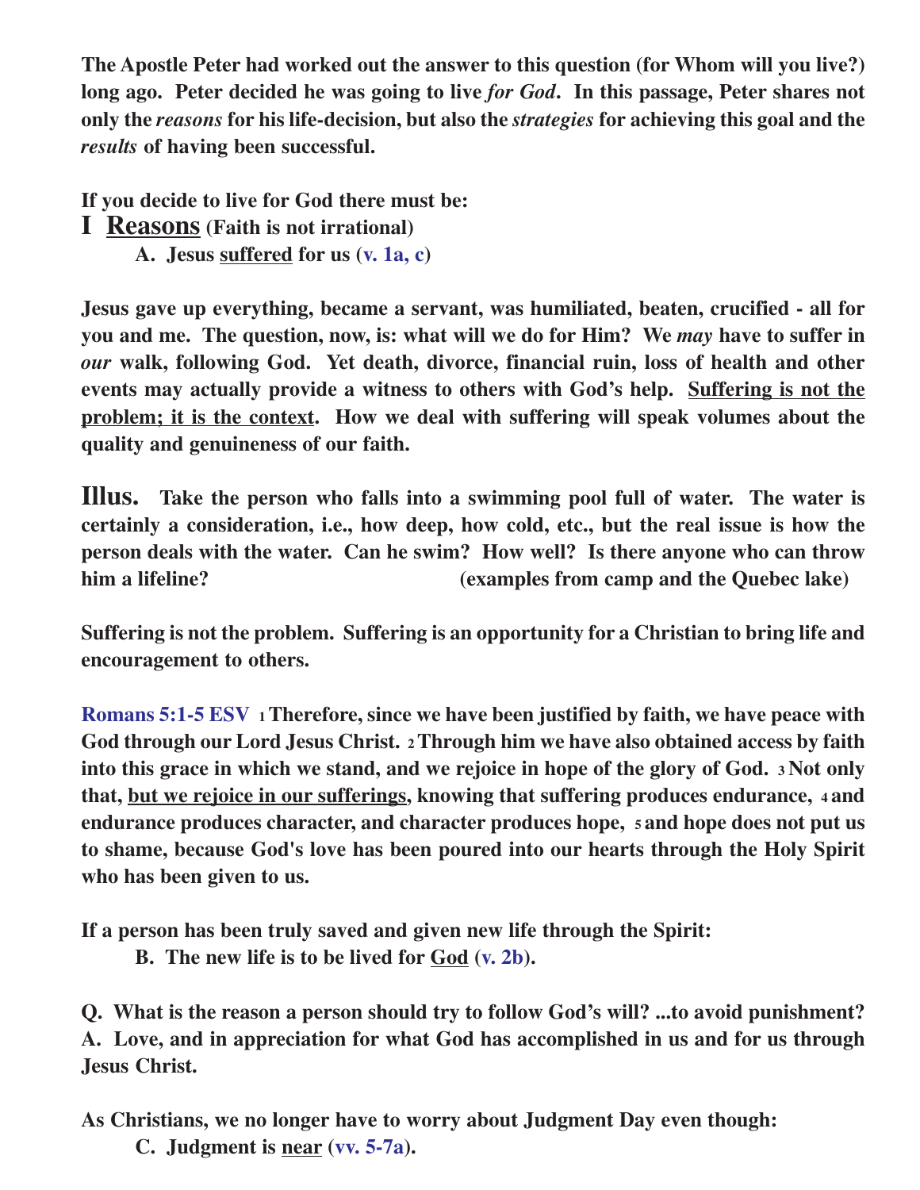**The Apostle Peter had worked out the answer to this question (for Whom will you live?) long ago. Peter decided he was going to live *for God*. In this passage, Peter shares not only the *reasons* for his life-decision, but also the *strategies* for achieving this goal and the *results* of having been successful.**

**If you decide to live for God there must be:**

## I <u>Reasons</u> (Faith is not irrational)

**A. Jesus <u>suffered</u> for us (v. 1a, c)**

**Jesus gave up everything, became a servant, was humiliated, beaten, crucified - all for you and me. The question, now, is: what will we do for Him? We *may* have to suffer in *our* walk, following God. Yet death, divorce, financial ruin, loss of health and other events may actually provide a witness to others with God's help. <u>Suffering is not the problem; it is the context</u>. How we deal with suffering will speak volumes about the quality and genuineness of our faith.**

**Illus.** **Take the person who falls into a swimming pool full of water. The water is certainly a consideration, i.e., how deep, how cold, etc., but the real issue is how the person deals with the water. Can he swim? How well? Is there anyone who can throw him a lifeline? (examples from camp and the Quebec lake)**

**Suffering is not the problem. Suffering is an opportunity for a Christian to bring life and encouragement to others.**

**Romans 5:1-5 ESV** **1 Therefore, since we have been justified by faith, we have peace with God through our Lord Jesus Christ. 2 Through him we have also obtained access by faith into this grace in which we stand, and we rejoice in hope of the glory of God. 3 Not only that, <u>but we rejoice in our sufferings</u>, knowing that suffering produces endurance, 4 and endurance produces character, and character produces hope, 5 and hope does not put us to shame, because God's love has been poured into our hearts through the Holy Spirit who has been given to us.**

**If a person has been truly saved and given new life through the Spirit:**

**B. The new life is to be lived for <u>God</u> (v. 2b).**

**Q. What is the reason a person should try to follow God's will? ...to avoid punishment?**
**A. Love, and in appreciation for what God has accomplished in us and for us through Jesus Christ.**

**As Christians, we no longer have to worry about Judgment Day even though:**

**C. Judgment is <u>near</u> (vv. 5-7a).**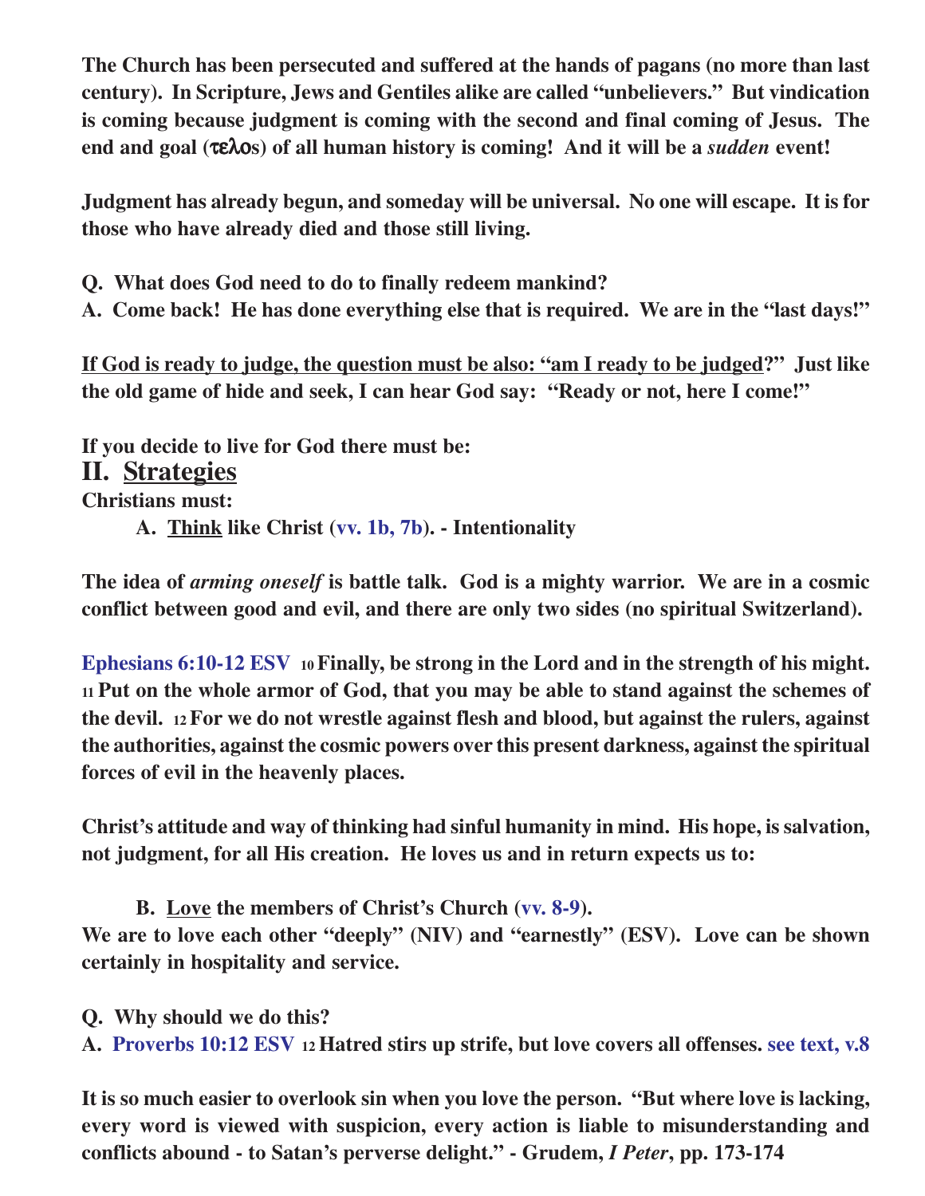**The Church has been persecuted and suffered at the hands of pagans (no more than last century). In Scripture, Jews and Gentiles alike are called "unbelievers." But vindication is coming because judgment is coming with the second and final coming of Jesus. The end and goal (τελος) of all human history is coming! And it will be a *sudden* event!**

**Judgment has already begun, and someday will be universal. No one will escape. It is for those who have already died and those still living.**

**Q. What does God need to do to finally redeem mankind?**
**A. Come back! He has done everything else that is required. We are in the "last days!"**

**<u>If God is ready to judge, the question must be also: "am I ready to be judged</u>?" Just like the old game of hide and seek, I can hear God say: "Ready or not, here I come!"**

**If you decide to live for God there must be:**

## II. <u>Strategies</u>

**Christians must:**

**A. <u>Think</u> like Christ (vv. 1b, 7b). - Intentionality**

**The idea of *arming oneself* is battle talk. God is a mighty warrior. We are in a cosmic conflict between good and evil, and there are only two sides (no spiritual Switzerland).**

**Ephesians 6:10-12 ESV** **10 Finally, be strong in the Lord and in the strength of his might. 11 Put on the whole armor of God, that you may be able to stand against the schemes of the devil. 12 For we do not wrestle against flesh and blood, but against the rulers, against the authorities, against the cosmic powers over this present darkness, against the spiritual forces of evil in the heavenly places.**

**Christ's attitude and way of thinking had sinful humanity in mind. His hope, is salvation, not judgment, for all His creation. He loves us and in return expects us to:**

**B. <u>Love</u> the members of Christ's Church (vv. 8-9).**
**We are to love each other "deeply" (NIV) and "earnestly" (ESV). Love can be shown certainly in hospitality and service.**

**Q. Why should we do this?**
**A. Proverbs 10:12 ESV 12 Hatred stirs up strife, but love covers all offenses. see text, v.8**

**It is so much easier to overlook sin when you love the person. "But where love is lacking, every word is viewed with suspicion, every action is liable to misunderstanding and conflicts abound - to Satan's perverse delight." - Grudem, *I Peter*, pp. 173-174**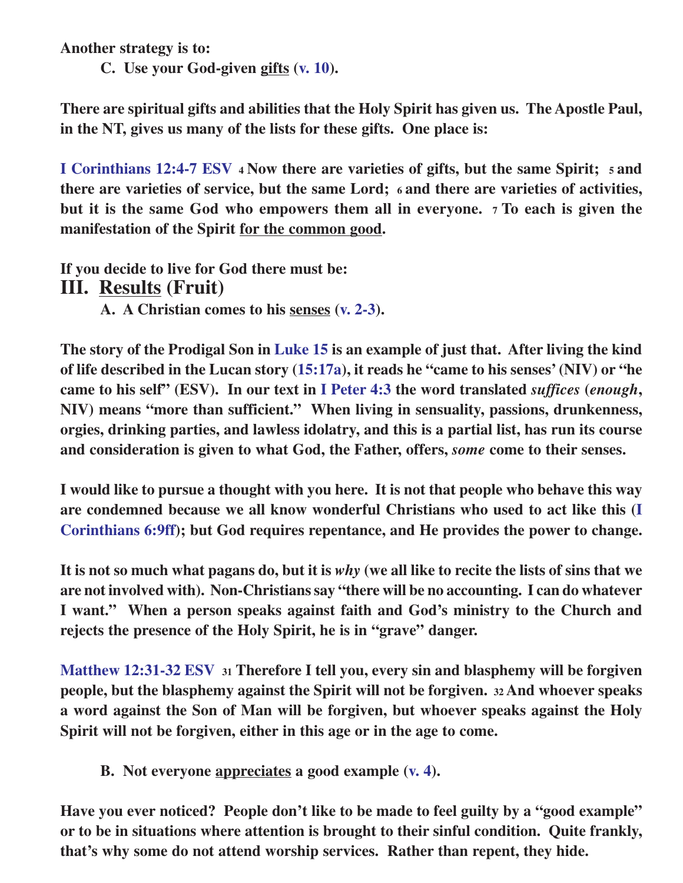**Another strategy is to:**

**C. Use your God-given <u>gifts</u> (v. 10).**

**There are spiritual gifts and abilities that the Holy Spirit has given us. The Apostle Paul, in the NT, gives us many of the lists for these gifts. One place is:**

**I Corinthians 12:4-7 ESV [4] Now there are varieties of gifts, but the same Spirit; [5] and there are varieties of service, but the same Lord; [6] and there are varieties of activities, but it is the same God who empowers them all in everyone. [7] To each is given the manifestation of the Spirit <u>for the common good</u>.**

**If you decide to live for God there must be:**

## III. <u>Results</u> (Fruit)

**A. A Christian comes to his <u>senses</u> (v. 2-3).**

**The story of the Prodigal Son in Luke 15 is an example of just that. After living the kind of life described in the Lucan story (15:17a), it reads he "came to his senses' (NIV) or "he came to his self" (ESV). In our text in I Peter 4:3 the word translated *suffices* (*enough*, NIV) means "more than sufficient." When living in sensuality, passions, drunkenness, orgies, drinking parties, and lawless idolatry, and this is a partial list, has run its course and consideration is given to what God, the Father, offers, *some* come to their senses.**

**I would like to pursue a thought with you here. It is not that people who behave this way are condemned because we all know wonderful Christians who used to act like this (I Corinthians 6:9ff); but God requires repentance, and He provides the power to change.**

**It is not so much what pagans do, but it is *why* (we all like to recite the lists of sins that we are not involved with). Non-Christians say "there will be no accounting. I can do whatever I want." When a person speaks against faith and God's ministry to the Church and rejects the presence of the Holy Spirit, he is in "grave" danger.**

**Matthew 12:31-32 ESV [31] Therefore I tell you, every sin and blasphemy will be forgiven people, but the blasphemy against the Spirit will not be forgiven. [32] And whoever speaks a word against the Son of Man will be forgiven, but whoever speaks against the Holy Spirit will not be forgiven, either in this age or in the age to come.**

**B. Not everyone <u>appreciates</u> a good example (v. 4).**

**Have you ever noticed? People don't like to be made to feel guilty by a "good example" or to be in situations where attention is brought to their sinful condition. Quite frankly, that's why some do not attend worship services. Rather than repent, they hide.**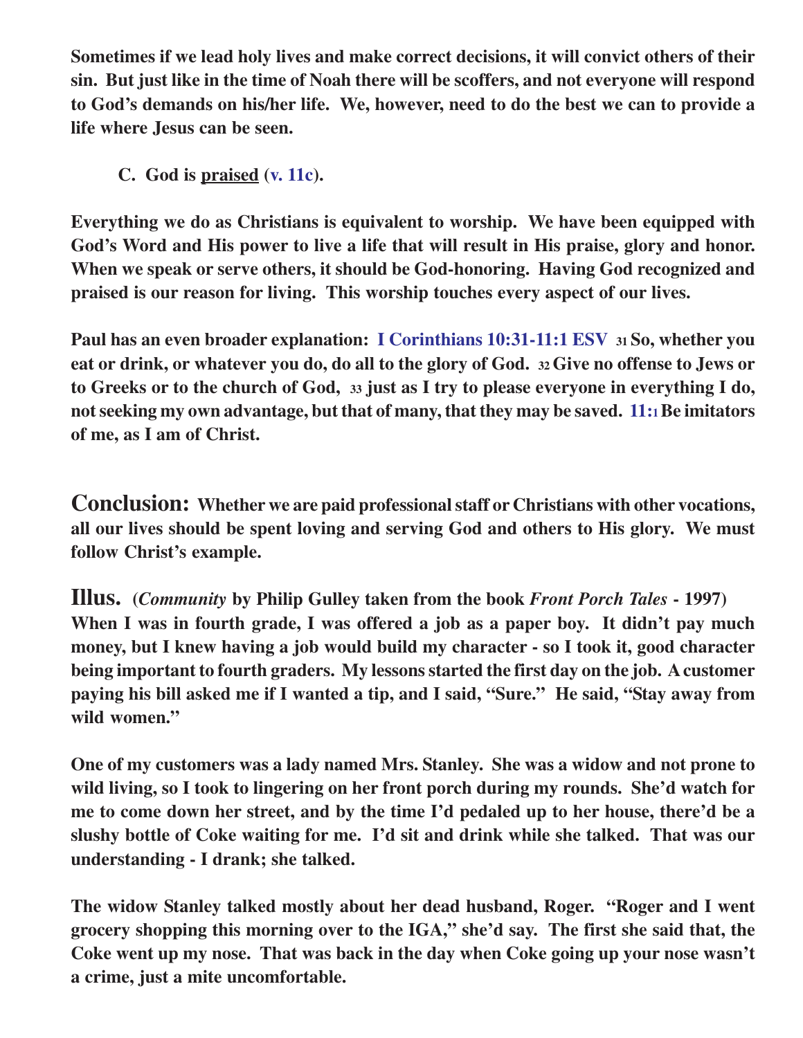**Sometimes if we lead holy lives and make correct decisions, it will convict others of their sin. But just like in the time of Noah there will be scoffers, and not everyone will respond to God's demands on his/her life. We, however, need to do the best we can to provide a life where Jesus can be seen.**

**C. God is praised (v. 11c).**

**Everything we do as Christians is equivalent to worship. We have been equipped with God's Word and His power to live a life that will result in His praise, glory and honor. When we speak or serve others, it should be God-honoring. Having God recognized and praised is our reason for living. This worship touches every aspect of our lives.**

**Paul has an even broader explanation: I Corinthians 10:31-11:1 ESV 31 So, whether you eat or drink, or whatever you do, do all to the glory of God. 32 Give no offense to Jews or to Greeks or to the church of God, 33 just as I try to please everyone in everything I do, not seeking my own advantage, but that of many, that they may be saved. 11:1 Be imitators of me, as I am of Christ.**

**Conclusion: Whether we are paid professional staff or Christians with other vocations, all our lives should be spent loving and serving God and others to His glory. We must follow Christ's example.**

**Illus. (*Community* by Philip Gulley taken from the book *Front Porch Tales* - 1997) When I was in fourth grade, I was offered a job as a paper boy. It didn't pay much money, but I knew having a job would build my character - so I took it, good character being important to fourth graders. My lessons started the first day on the job. A customer paying his bill asked me if I wanted a tip, and I said, "Sure." He said, "Stay away from wild women."**

**One of my customers was a lady named Mrs. Stanley. She was a widow and not prone to wild living, so I took to lingering on her front porch during my rounds. She'd watch for me to come down her street, and by the time I'd pedaled up to her house, there'd be a slushy bottle of Coke waiting for me. I'd sit and drink while she talked. That was our understanding - I drank; she talked.**

**The widow Stanley talked mostly about her dead husband, Roger. "Roger and I went grocery shopping this morning over to the IGA," she'd say. The first she said that, the Coke went up my nose. That was back in the day when Coke going up your nose wasn't a crime, just a mite uncomfortable.**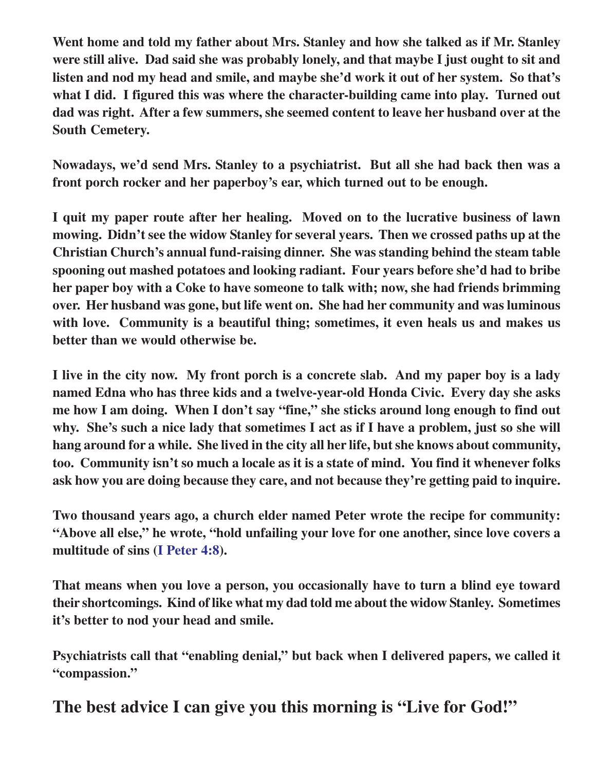**Went home and told my father about Mrs. Stanley and how she talked as if Mr. Stanley were still alive. Dad said she was probably lonely, and that maybe I just ought to sit and listen and nod my head and smile, and maybe she'd work it out of her system. So that's what I did. I figured this was where the character-building came into play. Turned out dad was right. After a few summers, she seemed content to leave her husband over at the South Cemetery.**

**Nowadays, we'd send Mrs. Stanley to a psychiatrist. But all she had back then was a front porch rocker and her paperboy's ear, which turned out to be enough.**

**I quit my paper route after her healing. Moved on to the lucrative business of lawn mowing. Didn't see the widow Stanley for several years. Then we crossed paths up at the Christian Church's annual fund-raising dinner. She was standing behind the steam table spooning out mashed potatoes and looking radiant. Four years before she'd had to bribe her paper boy with a Coke to have someone to talk with; now, she had friends brimming over. Her husband was gone, but life went on. She had her community and was luminous with love. Community is a beautiful thing; sometimes, it even heals us and makes us better than we would otherwise be.**

**I live in the city now. My front porch is a concrete slab. And my paper boy is a lady named Edna who has three kids and a twelve-year-old Honda Civic. Every day she asks me how I am doing. When I don't say "fine," she sticks around long enough to find out why. She's such a nice lady that sometimes I act as if I have a problem, just so she will hang around for a while. She lived in the city all her life, but she knows about community, too. Community isn't so much a locale as it is a state of mind. You find it whenever folks ask how you are doing because they care, and not because they're getting paid to inquire.**

**Two thousand years ago, a church elder named Peter wrote the recipe for community: "Above all else," he wrote, "hold unfailing your love for one another, since love covers a multitude of sins (I Peter 4:8).**

**That means when you love a person, you occasionally have to turn a blind eye toward their shortcomings. Kind of like what my dad told me about the widow Stanley. Sometimes it's better to nod your head and smile.**

**Psychiatrists call that "enabling denial," but back when I delivered papers, we called it "compassion."**

## The best advice I can give you this morning is "Live for God!"